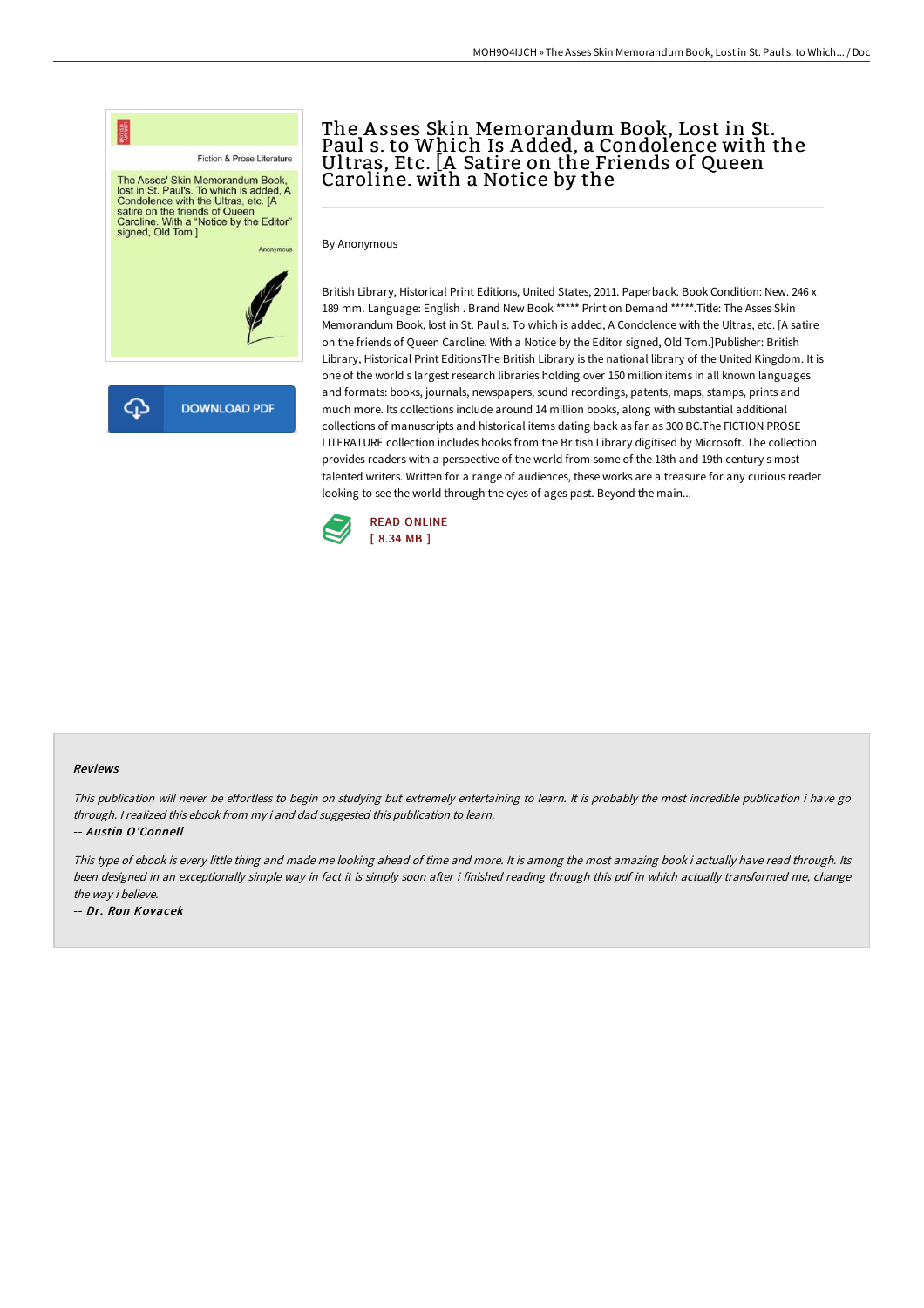# The Asses Skin Memorandum Book, Lost in St. Paul s. to Which Is Added, a Condolence with the Ultras, Etc. [A Satire on the Friends of Queen Caroline. with a Notice by the

DOWNLOAD PDF

By Anonymous

British Library, Historical Print Editions, United States, 2011. Paperback. Book Condition: New. 246 x 189 mm. Language: English . Brand New Book ***** Print on Demand *****.Title: The Asses Skin Memorandum Book, lost in St. Paul s. To which is added, A Condolence with the Ultras, etc. [A satire on the friends of Queen Caroline. With a Notice by the Editor signed, Old Tom.]Publisher: British Library, Historical Print EditionsThe British Library is the national library of the United Kingdom. It is one of the world s largest research libraries holding over 150 million items in all known languages and formats: books, journals, newspapers, sound recordings, patents, maps, stamps, prints and much more. Its collections include around 14 million books, along with substantial additional collections of manuscripts and historical items dating back as far as 300 BC.The FICTION PROSE LITERATURE collection includes books from the British Library digitised by Microsoft. The collection provides readers with a perspective of the world from some of the 18th and 19th century s most talented writers. Written for a range of audiences, these works are a treasure for any curious reader looking to see the world through the eyes of ages past. Beyond the main...

READ ONLINE
[ 8.34 MB ]

### Reviews

*This publication will never be effortless to begin on studying but extremely entertaining to learn. It is probably the most incredible publication i have go through. I realized this ebook from my i and dad suggested this publication to learn.*

-- *Austin O'Connell*

*This type of ebook is every little thing and made me looking ahead of time and more. It is among the most amazing book i actually have read through. Its been designed in an exceptionally simple way in fact it is simply soon after i finished reading through this pdf in which actually transformed me, change the way i believe.*

-- *Dr. Ron Kovacek*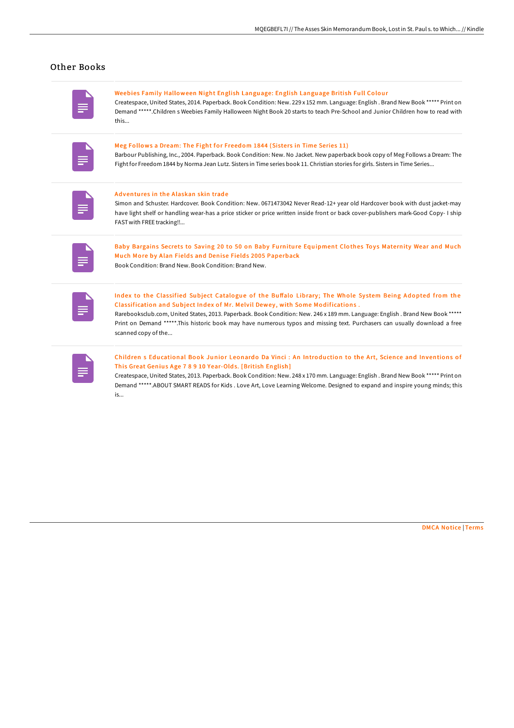## Other Books

**Weebies Family Halloween Night English Language: English Language British Full Colour**

Createspace, United States, 2014. Paperback. Book Condition: New. 229 x 152 mm. Language: English . Brand New Book ***** Print on Demand *****.Children s Weebies Family Halloween Night Book 20 starts to teach Pre-School and Junior Children how to read with this...

**Meg Follows a Dream: The Fight for Freedom 1844 (Sisters in Time Series 11)**

Barbour Publishing, Inc., 2004. Paperback. Book Condition: New. No Jacket. New paperback book copy of Meg Follows a Dream: The Fight for Freedom 1844 by Norma Jean Lutz. Sisters in Time series book 11. Christian stories for girls. Sisters in Time Series...

**Adventures in the Alaskan skin trade**

Simon and Schuster. Hardcover. Book Condition: New. 0671473042 Never Read-12+ year old Hardcover book with dust jacket-may have light shelf or handling wear-has a price sticker or price written inside front or back cover-publishers mark-Good Copy- I ship FAST with FREE tracking!!...

**Baby Bargains Secrets to Saving 20 to 50 on Baby Furniture Equipment Clothes Toys Maternity Wear and Much Much More by Alan Fields and Denise Fields 2005 Paperback**

Book Condition: Brand New. Book Condition: Brand New.

**Index to the Classified Subject Catalogue of the Buffalo Library; The Whole System Being Adopted from the Classification and Subject Index of Mr. Melvil Dewey, with Some Modifications .**

Rarebooksclub.com, United States, 2013. Paperback. Book Condition: New. 246 x 189 mm. Language: English . Brand New Book ***** Print on Demand *****.This historic book may have numerous typos and missing text. Purchasers can usually download a free scanned copy of the...

**Children s Educational Book Junior Leonardo Da Vinci : An Introduction to the Art, Science and Inventions of This Great Genius Age 7 8 9 10 Year-Olds. [British English]**

Createspace, United States, 2013. Paperback. Book Condition: New. 248 x 170 mm. Language: English . Brand New Book ***** Print on Demand *****.ABOUT SMART READS for Kids . Love Art, Love Learning Welcome. Designed to expand and inspire young minds; this is...